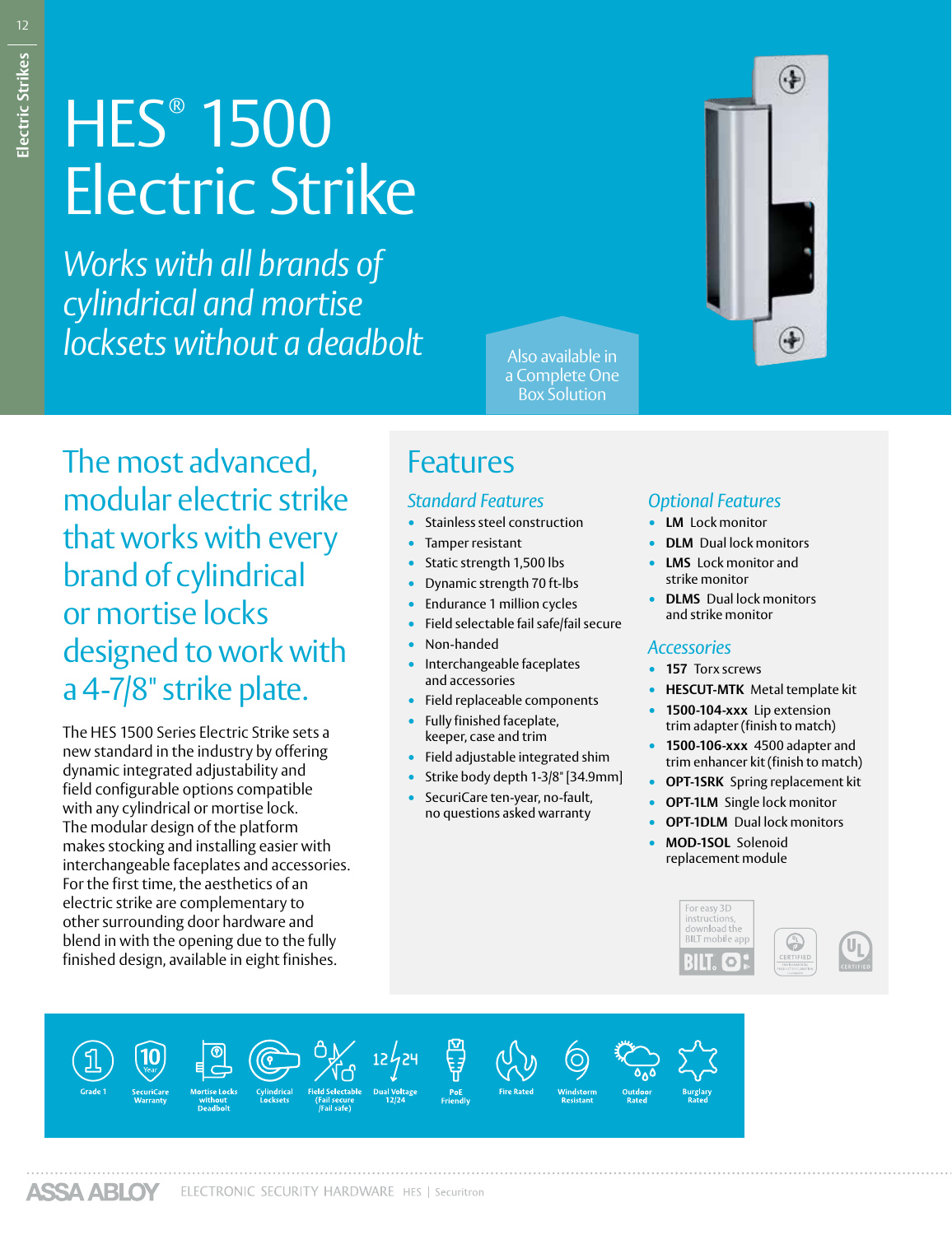# HES® 1500 Electric Strike

*Works with all brands of cylindrical and mortise locksets without a deadbolt*

Also available in a Complete One Box Solution

## The most advanced, modular electric strike that works with every brand of cylindrical or mortise locks designed to work with a 4-7/8" strike plate.

The HES 1500 Series Electric Strike sets a new standard in the industry by offering dynamic integrated adjustability and field configurable options compatible with any cylindrical or mortise lock. The modular design of the platform makes stocking and installing easier with interchangeable faceplates and accessories. For the first time, the aesthetics of an electric strike are complementary to other surrounding door hardware and blend in with the opening due to the fully finished design, available in eight finishes.

## Features

### *Standard Features*

- Stainless steel construction
- Tamper resistant
- Static strength 1,500 lbs
- Dynamic strength 70 ft-lbs
- Endurance 1 million cycles
- Field selectable fail safe/fail secure
- Non-handed
- Interchangeable faceplates and accessories
- Field replaceable components
- Fully finished faceplate, keeper, case and trim
- Field adjustable integrated shim
- Strike body depth 1-3/8" [34.9mm]
- SecuriCare ten-year, no-fault, no questions asked warranty

### *Optional Features*

- **LM** Lock monitor
- **DLM** Dual lock monitors
- **LMS** Lock monitor and strike monitor
- **DLMS** Dual lock monitors and strike monitor

### *Accessories*

- **157** Torx screws
- **HESCUT-MTK** Metal template kit
- **1500-104-xxx** Lip extension trim adapter (finish to match)
- **1500-106-xxx** 4500 adapter and trim enhancer kit (finish to match)
- **OPT-1SRK** Spring replacement kit
- **OPT-1LM** Single lock monitor
- **OPT-1DLM** Dual lock monitors
- **MOD-1SOL** Solenoid replacement module

For easy 3D instructions, download the BILT mobile app

Grade 1 | SecuriCare 10 Year Warranty | Mortise Locks without Deadbolt | Cylindrical Locks | Field Selectable (Fail secure /Fail safe) | Dual Voltage 12/24 | PoE Friendly | Fire Rated | Windstorm Resistant | Outdoor Rated | Burglary Rated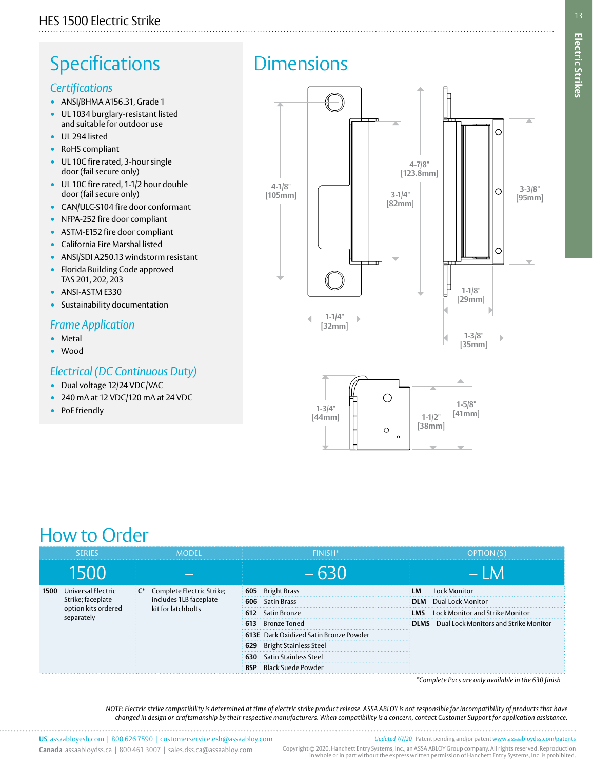# HES 1500 Electric Strike

## Specifications

### *Certifications*

- ANSI/BHMA A156.31, Grade 1
- UL 1034 burglary-resistant listed and suitable for outdoor use
- UL 294 listed
- RoHS compliant
- UL 10C fire rated, 3-hour single door (fail secure only)
- UL 10C fire rated, 1-1/2 hour double door (fail secure only)
- CAN/ULC-S104 fire door conformant
- NFPA-252 fire door compliant
- ASTM-E152 fire door compliant
- California Fire Marshal listed
- ANSI/SDI A250.13 windstorm resistant
- Florida Building Code approved TAS 201, 202, 203
- ANSI-ASTM E330
- Sustainability documentation

### *Frame Application*

- Metal
- Wood

### *Electrical (DC Continuous Duty)*

- Dual voltage 12/24 VDC/VAC
- 240 mA at 12 VDC/120 mA at 24 VDC
- PoE friendly

## Dimensions

4-1/8"
[105mm]

4-7/8"
[123.8mm]

3-1/4"
[82mm]

3-3/8"
[95mm]

1-1/4"
[32mm]

1-1/8"
[29mm]

1-3/8"
[35mm]

1-3/4"
[44mm]

1-1/2"
[38mm]

1-5/8"
[41mm]

## How to Order

| SERIES | MODEL | FINISH* | OPTION (S) |
|---|---|---|---|
| 1500 | – | – 630 | – LM |
| **1500** Universal Electric Strike; faceplate option kits ordered separately | **C*** Complete Electric Strike; includes 1LB faceplate kit for latchbolts | **605** Bright Brass | **LM** Lock Monitor |
| | | **606** Satin Brass | **DLM** Dual Lock Monitor |
| | | **612** Satin Bronze | **LMS** Lock Monitor and Strike Monitor |
| | | **613** Bronze Toned | **DLMS** Dual Lock Monitors and Strike Monitor |
| | | **613E** Dark Oxidized Satin Bronze Powder | |
| | | **629** Bright Stainless Steel | |
| | | **630** Satin Stainless Steel | |
| | | **BSP** Black Suede Powder | |

*\*Complete Pacs are only available in the 630 finish*

*NOTE: Electric strike compatibility is determined at time of electric strike product release. ASSA ABLOY is not responsible for incompatibility of products that have changed in design or craftsmanship by their respective manufacturers. When compatibility is a concern, contact Customer Support for application assistance.*

**US** assaabloyesh.com | 800 626 7590 | customerservice.esh@assaabloy.com
**Canada** assaabloydss.ca | 800 461 3007 | sales.dss.ca@assaabloy.com

*Updated 7/7/20* Patent pending and/or patent www.assaabloydss.com/patents
Copyright © 2020, Hanchett Entry Systems, Inc., an ASSA ABLOY Group company. All rights reserved. Reproduction in whole or in part without the express written permission of Hanchett Entry Systems, Inc. is prohibited.